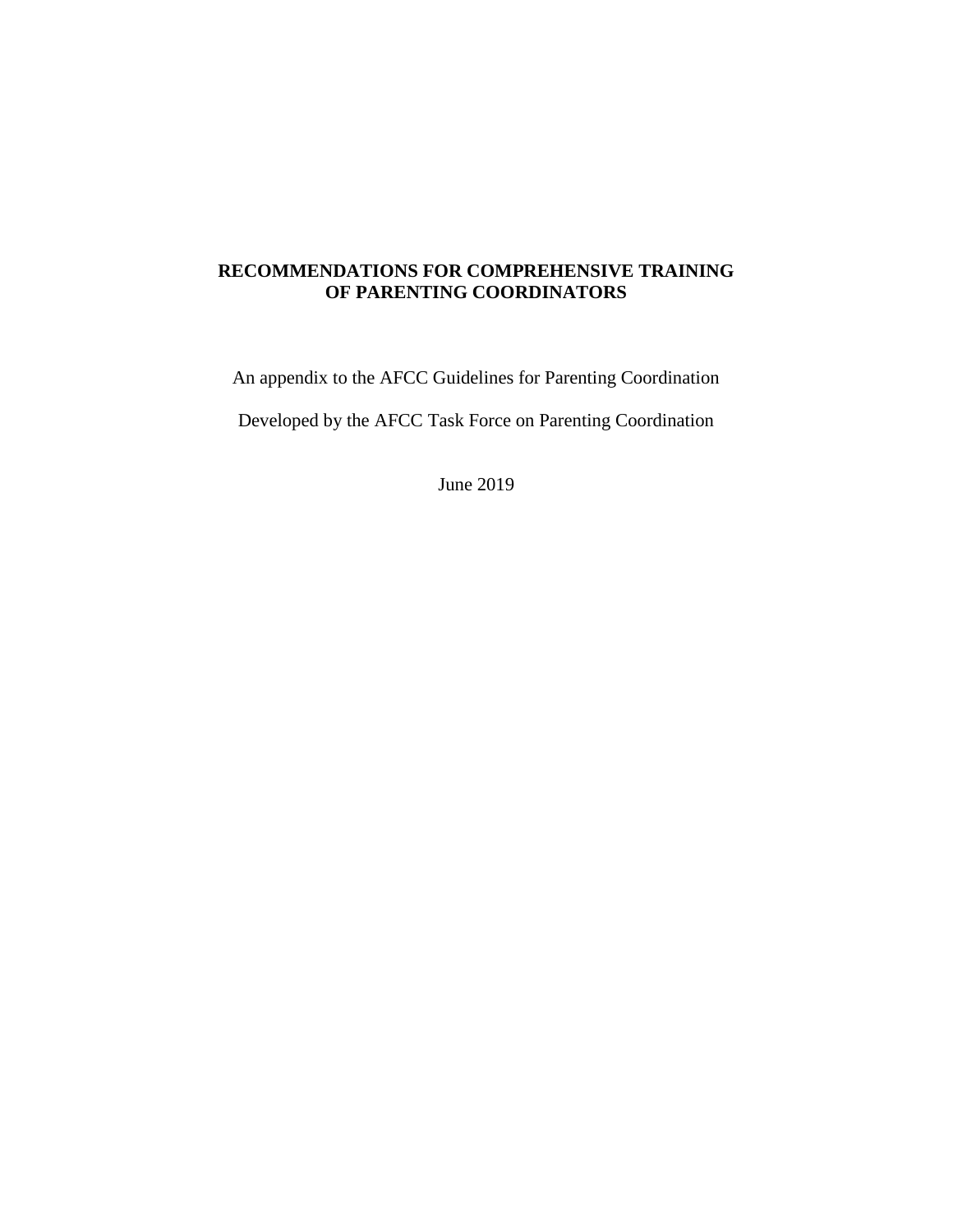# RECOMMENDATIONS FOR COMPREHENSIVE TRAINING OF PARENTING COORDINATORS

An appendix to the AFCC Guidelines for Parenting Coordination

Developed by the AFCC Task Force on Parenting Coordination

June 2019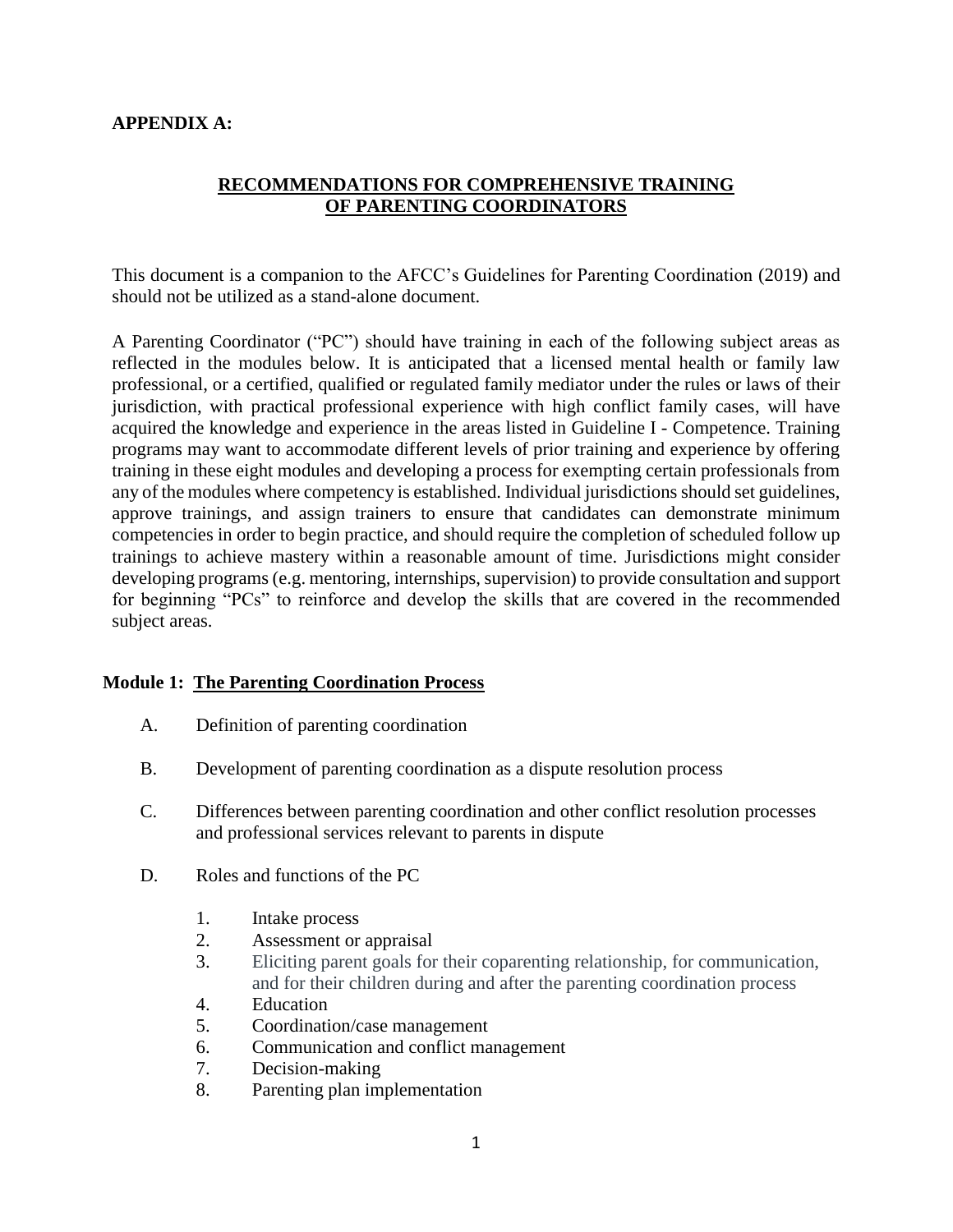**APPENDIX A:**

## RECOMMENDATIONS FOR COMPREHENSIVE TRAINING OF PARENTING COORDINATORS

This document is a companion to the AFCC's Guidelines for Parenting Coordination (2019) and should not be utilized as a stand-alone document.

A Parenting Coordinator ("PC") should have training in each of the following subject areas as reflected in the modules below. It is anticipated that a licensed mental health or family law professional, or a certified, qualified or regulated family mediator under the rules or laws of their jurisdiction, with practical professional experience with high conflict family cases, will have acquired the knowledge and experience in the areas listed in Guideline I - Competence. Training programs may want to accommodate different levels of prior training and experience by offering training in these eight modules and developing a process for exempting certain professionals from any of the modules where competency is established. Individual jurisdictions should set guidelines, approve trainings, and assign trainers to ensure that candidates can demonstrate minimum competencies in order to begin practice, and should require the completion of scheduled follow up trainings to achieve mastery within a reasonable amount of time. Jurisdictions might consider developing programs (e.g. mentoring, internships, supervision) to provide consultation and support for beginning "PCs" to reinforce and develop the skills that are covered in the recommended subject areas.

### Module 1: The Parenting Coordination Process

A. Definition of parenting coordination

B. Development of parenting coordination as a dispute resolution process

C. Differences between parenting coordination and other conflict resolution processes and professional services relevant to parents in dispute

D. Roles and functions of the PC

1. Intake process
2. Assessment or appraisal
3. Eliciting parent goals for their coparenting relationship, for communication, and for their children during and after the parenting coordination process
4. Education
5. Coordination/case management
6. Communication and conflict management
7. Decision-making
8. Parenting plan implementation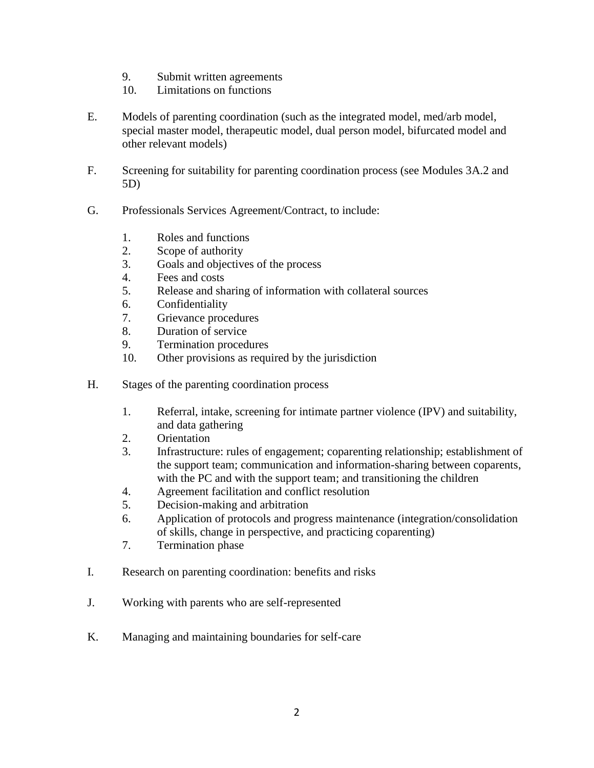9. Submit written agreements
10. Limitations on functions

E. Models of parenting coordination (such as the integrated model, med/arb model, special master model, therapeutic model, dual person model, bifurcated model and other relevant models)

F. Screening for suitability for parenting coordination process (see Modules 3A.2 and 5D)

G. Professionals Services Agreement/Contract, to include:

   1. Roles and functions
   2. Scope of authority
   3. Goals and objectives of the process
   4. Fees and costs
   5. Release and sharing of information with collateral sources
   6. Confidentiality
   7. Grievance procedures
   8. Duration of service
   9. Termination procedures
   10. Other provisions as required by the jurisdiction

H. Stages of the parenting coordination process

   1. Referral, intake, screening for intimate partner violence (IPV) and suitability, and data gathering
   2. Orientation
   3. Infrastructure: rules of engagement; coparenting relationship; establishment of the support team; communication and information-sharing between coparents, with the PC and with the support team; and transitioning the children
   4. Agreement facilitation and conflict resolution
   5. Decision-making and arbitration
   6. Application of protocols and progress maintenance (integration/consolidation of skills, change in perspective, and practicing coparenting)
   7. Termination phase

I. Research on parenting coordination: benefits and risks

J. Working with parents who are self-represented

K. Managing and maintaining boundaries for self-care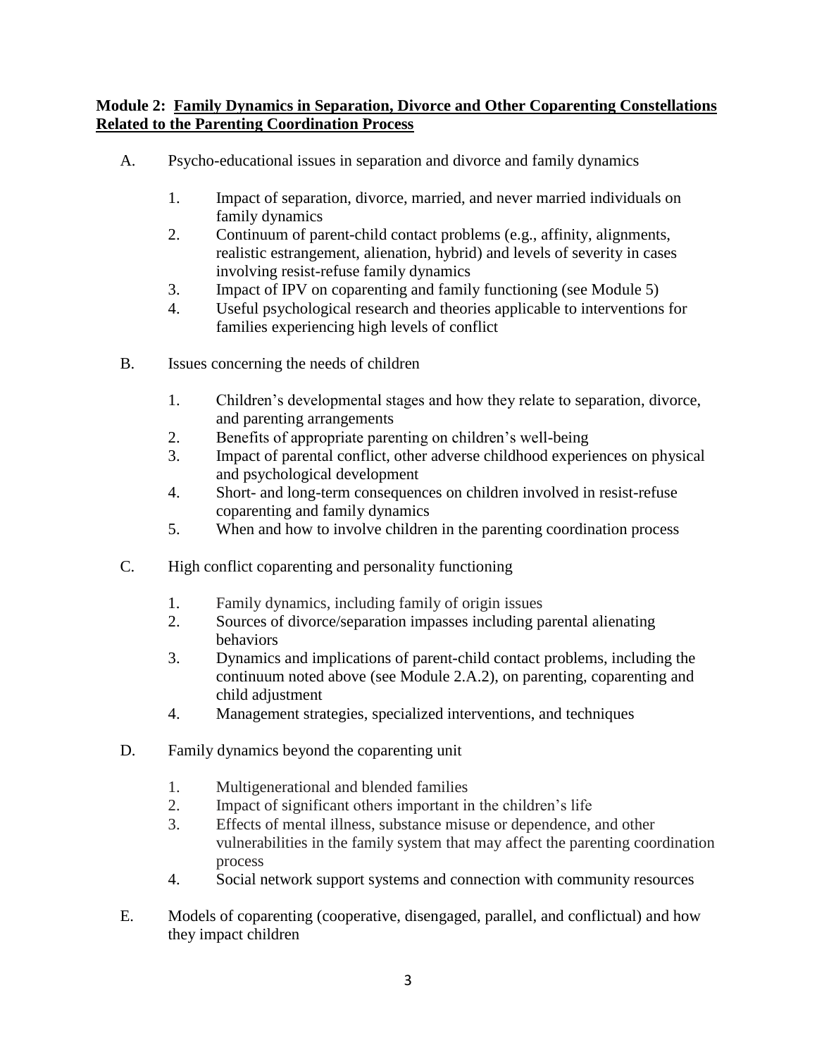**Module 2: Family Dynamics in Separation, Divorce and Other Coparenting Constellations Related to the Parenting Coordination Process**

A. Psycho-educational issues in separation and divorce and family dynamics

   1. Impact of separation, divorce, married, and never married individuals on family dynamics
   2. Continuum of parent-child contact problems (e.g., affinity, alignments, realistic estrangement, alienation, hybrid) and levels of severity in cases involving resist-refuse family dynamics
   3. Impact of IPV on coparenting and family functioning (see Module 5)
   4. Useful psychological research and theories applicable to interventions for families experiencing high levels of conflict

B. Issues concerning the needs of children

   1. Children's developmental stages and how they relate to separation, divorce, and parenting arrangements
   2. Benefits of appropriate parenting on children's well-being
   3. Impact of parental conflict, other adverse childhood experiences on physical and psychological development
   4. Short- and long-term consequences on children involved in resist-refuse coparenting and family dynamics
   5. When and how to involve children in the parenting coordination process

C. High conflict coparenting and personality functioning

   1. Family dynamics, including family of origin issues
   2. Sources of divorce/separation impasses including parental alienating behaviors
   3. Dynamics and implications of parent-child contact problems, including the continuum noted above (see Module 2.A.2), on parenting, coparenting and child adjustment
   4. Management strategies, specialized interventions, and techniques

D. Family dynamics beyond the coparenting unit

   1. Multigenerational and blended families
   2. Impact of significant others important in the children's life
   3. Effects of mental illness, substance misuse or dependence, and other vulnerabilities in the family system that may affect the parenting coordination process
   4. Social network support systems and connection with community resources

E. Models of coparenting (cooperative, disengaged, parallel, and conflictual) and how they impact children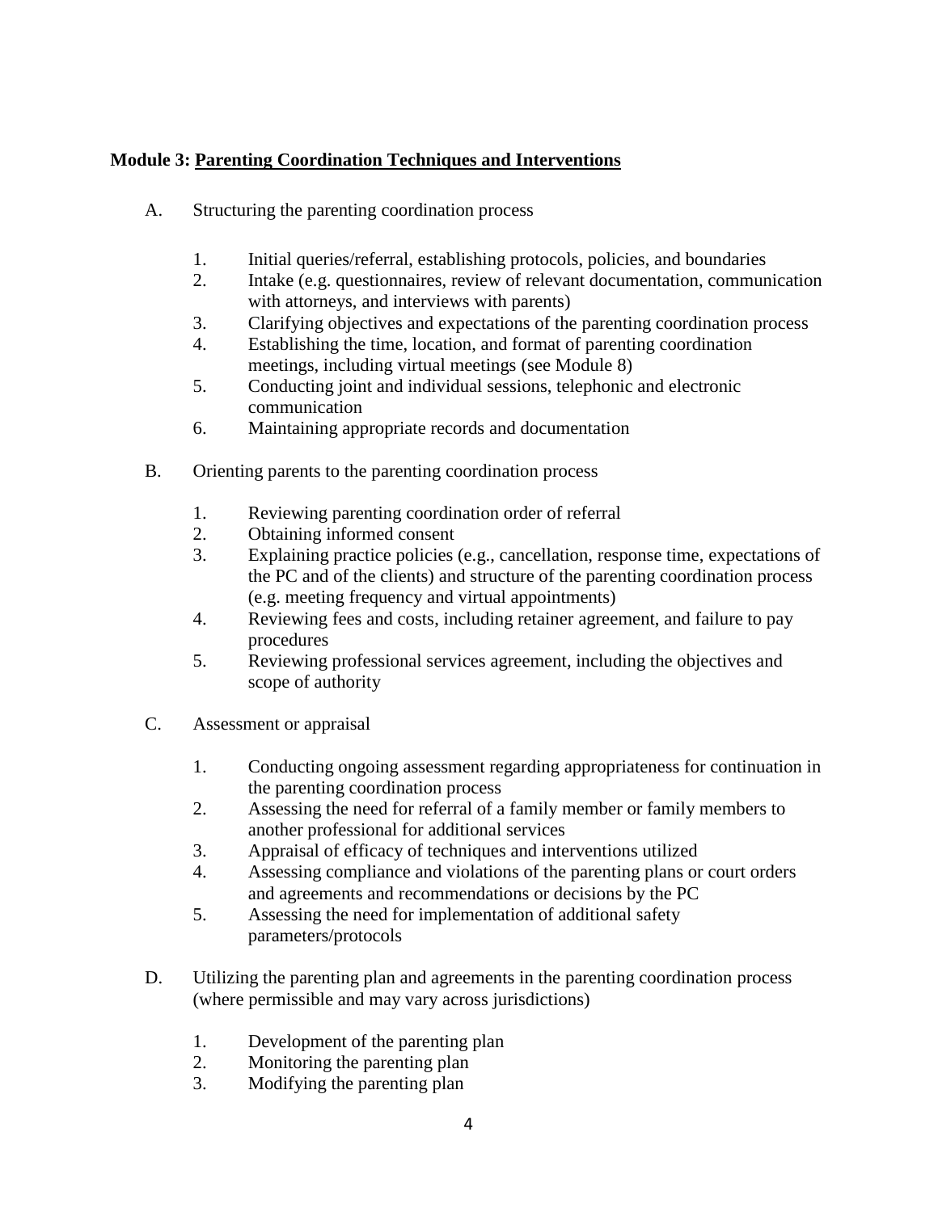**Module 3: Parenting Coordination Techniques and Interventions**

A. Structuring the parenting coordination process

   1. Initial queries/referral, establishing protocols, policies, and boundaries
   2. Intake (e.g. questionnaires, review of relevant documentation, communication with attorneys, and interviews with parents)
   3. Clarifying objectives and expectations of the parenting coordination process
   4. Establishing the time, location, and format of parenting coordination meetings, including virtual meetings (see Module 8)
   5. Conducting joint and individual sessions, telephonic and electronic communication
   6. Maintaining appropriate records and documentation

B. Orienting parents to the parenting coordination process

   1. Reviewing parenting coordination order of referral
   2. Obtaining informed consent
   3. Explaining practice policies (e.g., cancellation, response time, expectations of the PC and of the clients) and structure of the parenting coordination process (e.g. meeting frequency and virtual appointments)
   4. Reviewing fees and costs, including retainer agreement, and failure to pay procedures
   5. Reviewing professional services agreement, including the objectives and scope of authority

C. Assessment or appraisal

   1. Conducting ongoing assessment regarding appropriateness for continuation in the parenting coordination process
   2. Assessing the need for referral of a family member or family members to another professional for additional services
   3. Appraisal of efficacy of techniques and interventions utilized
   4. Assessing compliance and violations of the parenting plans or court orders and agreements and recommendations or decisions by the PC
   5. Assessing the need for implementation of additional safety parameters/protocols

D. Utilizing the parenting plan and agreements in the parenting coordination process (where permissible and may vary across jurisdictions)

   1. Development of the parenting plan
   2. Monitoring the parenting plan
   3. Modifying the parenting plan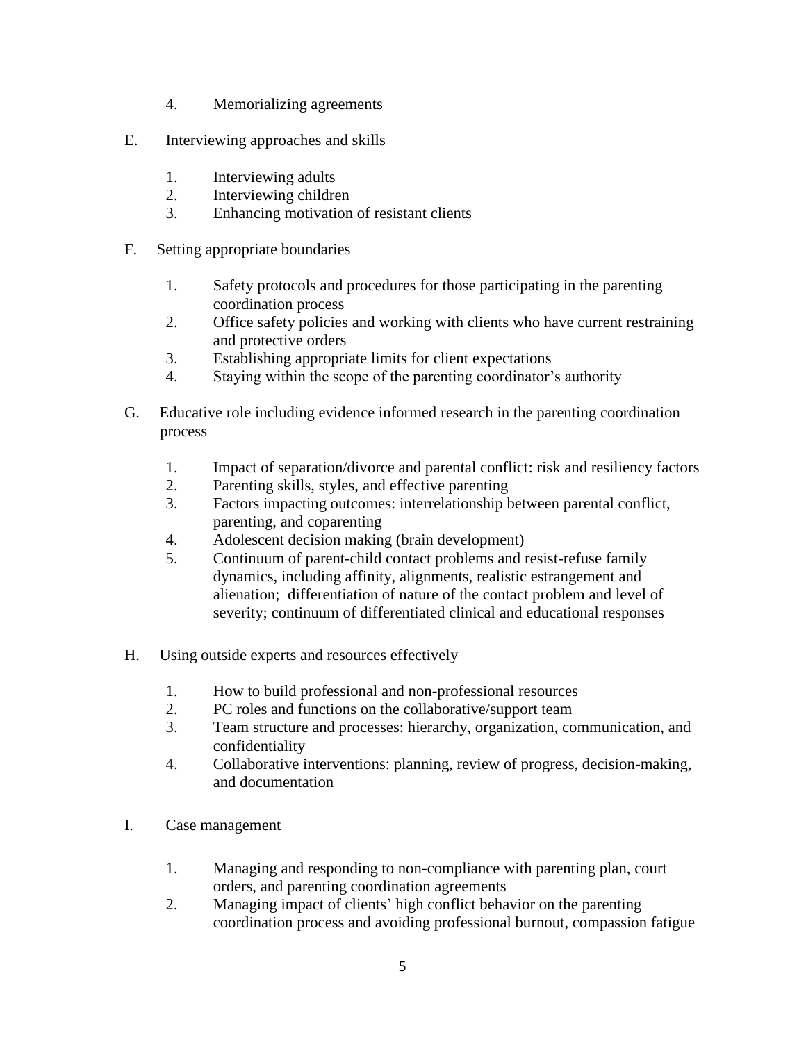4. Memorializing agreements

E. Interviewing approaches and skills

    1. Interviewing adults
    2. Interviewing children
    3. Enhancing motivation of resistant clients

F. Setting appropriate boundaries

    1. Safety protocols and procedures for those participating in the parenting coordination process
    2. Office safety policies and working with clients who have current restraining and protective orders
    3. Establishing appropriate limits for client expectations
    4. Staying within the scope of the parenting coordinator's authority

G. Educative role including evidence informed research in the parenting coordination process

    1. Impact of separation/divorce and parental conflict: risk and resiliency factors
    2. Parenting skills, styles, and effective parenting
    3. Factors impacting outcomes: interrelationship between parental conflict, parenting, and coparenting
    4. Adolescent decision making (brain development)
    5. Continuum of parent-child contact problems and resist-refuse family dynamics, including affinity, alignments, realistic estrangement and alienation; differentiation of nature of the contact problem and level of severity; continuum of differentiated clinical and educational responses

H. Using outside experts and resources effectively

    1. How to build professional and non-professional resources
    2. PC roles and functions on the collaborative/support team
    3. Team structure and processes: hierarchy, organization, communication, and confidentiality
    4. Collaborative interventions: planning, review of progress, decision-making, and documentation

I. Case management

    1. Managing and responding to non-compliance with parenting plan, court orders, and parenting coordination agreements
    2. Managing impact of clients' high conflict behavior on the parenting coordination process and avoiding professional burnout, compassion fatigue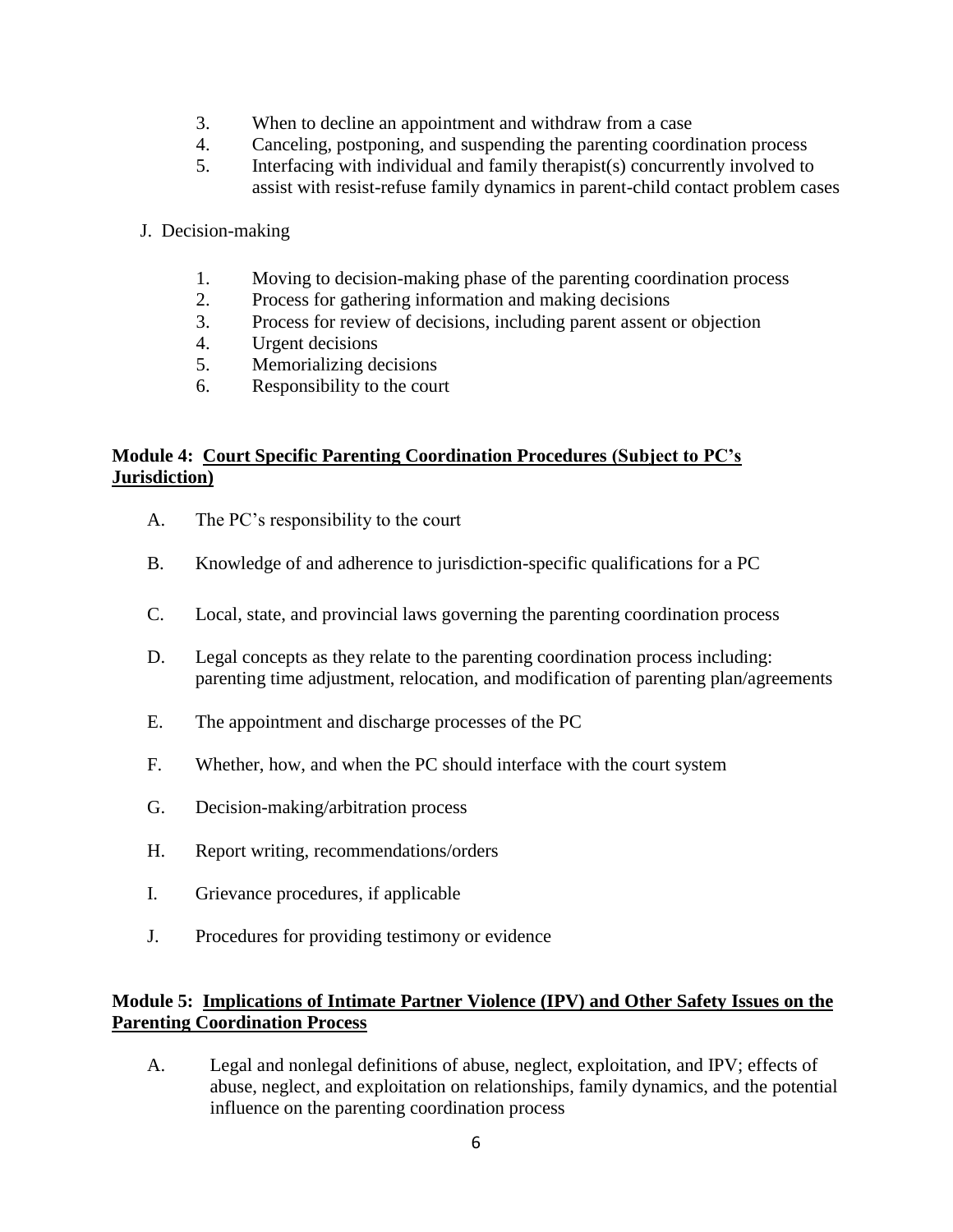3. When to decline an appointment and withdraw from a case
4. Canceling, postponing, and suspending the parenting coordination process
5. Interfacing with individual and family therapist(s) concurrently involved to assist with resist-refuse family dynamics in parent-child contact problem cases

J. Decision-making

1. Moving to decision-making phase of the parenting coordination process
2. Process for gathering information and making decisions
3. Process for review of decisions, including parent assent or objection
4. Urgent decisions
5. Memorializing decisions
6. Responsibility to the court

### Module 4: <u>Court Specific Parenting Coordination Procedures (Subject to PC's Jurisdiction)</u>

A. The PC's responsibility to the court

B. Knowledge of and adherence to jurisdiction-specific qualifications for a PC

C. Local, state, and provincial laws governing the parenting coordination process

D. Legal concepts as they relate to the parenting coordination process including: parenting time adjustment, relocation, and modification of parenting plan/agreements

E. The appointment and discharge processes of the PC

F. Whether, how, and when the PC should interface with the court system

G. Decision-making/arbitration process

H. Report writing, recommendations/orders

I. Grievance procedures, if applicable

J. Procedures for providing testimony or evidence

### Module 5: <u>Implications of Intimate Partner Violence (IPV) and Other Safety Issues on the Parenting Coordination Process</u>

A. Legal and nonlegal definitions of abuse, neglect, exploitation, and IPV; effects of abuse, neglect, and exploitation on relationships, family dynamics, and the potential influence on the parenting coordination process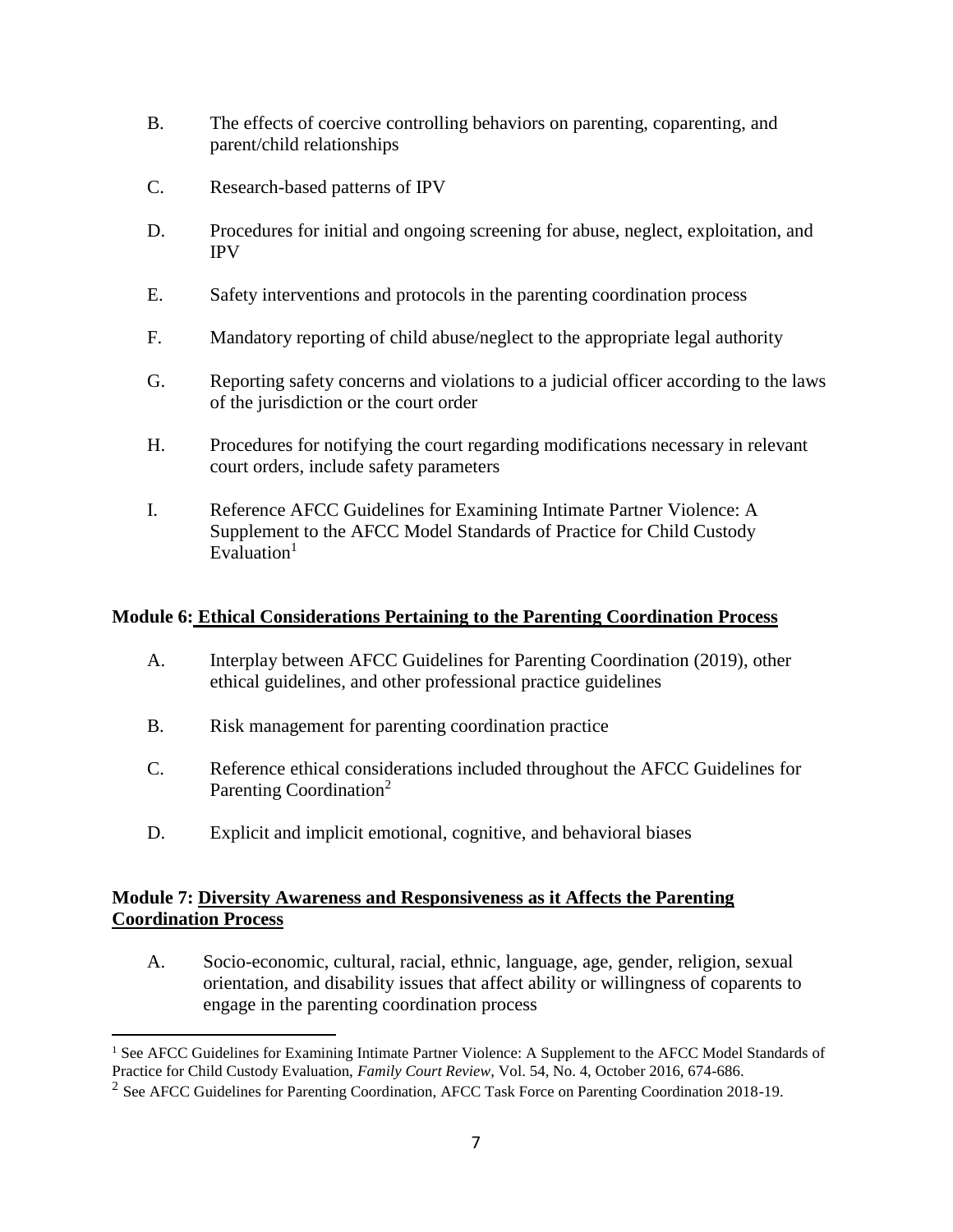B. The effects of coercive controlling behaviors on parenting, coparenting, and parent/child relationships

C. Research-based patterns of IPV

D. Procedures for initial and ongoing screening for abuse, neglect, exploitation, and IPV

E. Safety interventions and protocols in the parenting coordination process

F. Mandatory reporting of child abuse/neglect to the appropriate legal authority

G. Reporting safety concerns and violations to a judicial officer according to the laws of the jurisdiction or the court order

H. Procedures for notifying the court regarding modifications necessary in relevant court orders, include safety parameters

I. Reference AFCC Guidelines for Examining Intimate Partner Violence: A Supplement to the AFCC Model Standards of Practice for Child Custody Evaluation[1]

**Module 6: <u>Ethical Considerations Pertaining to the Parenting Coordination Process</u>**

A. Interplay between AFCC Guidelines for Parenting Coordination (2019), other ethical guidelines, and other professional practice guidelines

B. Risk management for parenting coordination practice

C. Reference ethical considerations included throughout the AFCC Guidelines for Parenting Coordination[2]

D. Explicit and implicit emotional, cognitive, and behavioral biases

**Module 7: <u>Diversity Awareness and Responsiveness as it Affects the Parenting Coordination Process</u>**

A. Socio-economic, cultural, racial, ethnic, language, age, gender, religion, sexual orientation, and disability issues that affect ability or willingness of coparents to engage in the parenting coordination process

---

[1] See AFCC Guidelines for Examining Intimate Partner Violence: A Supplement to the AFCC Model Standards of Practice for Child Custody Evaluation, *Family Court Review*, Vol. 54, No. 4, October 2016, 674-686.

[2] See AFCC Guidelines for Parenting Coordination, AFCC Task Force on Parenting Coordination 2018-19.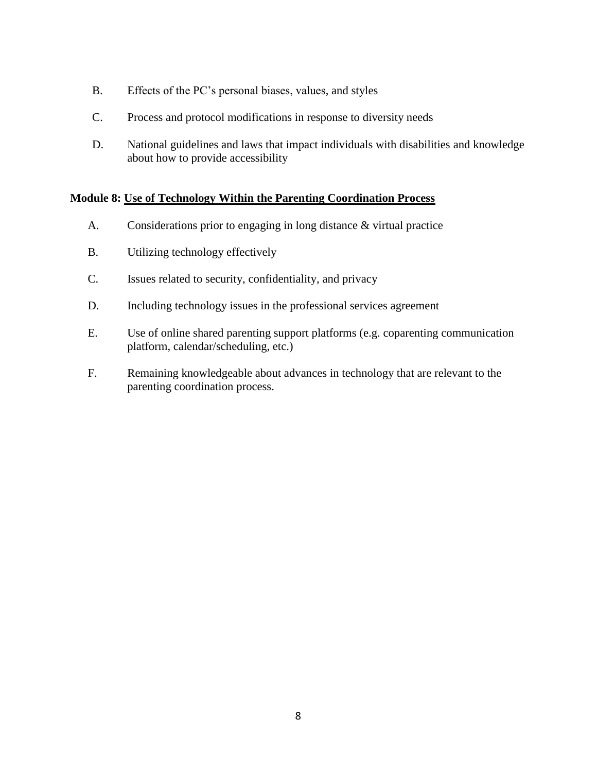B. Effects of the PC's personal biases, values, and styles

C. Process and protocol modifications in response to diversity needs

D. National guidelines and laws that impact individuals with disabilities and knowledge about how to provide accessibility

**Module 8: Use of Technology Within the Parenting Coordination Process**

A. Considerations prior to engaging in long distance & virtual practice

B. Utilizing technology effectively

C. Issues related to security, confidentiality, and privacy

D. Including technology issues in the professional services agreement

E. Use of online shared parenting support platforms (e.g. coparenting communication platform, calendar/scheduling, etc.)

F. Remaining knowledgeable about advances in technology that are relevant to the parenting coordination process.